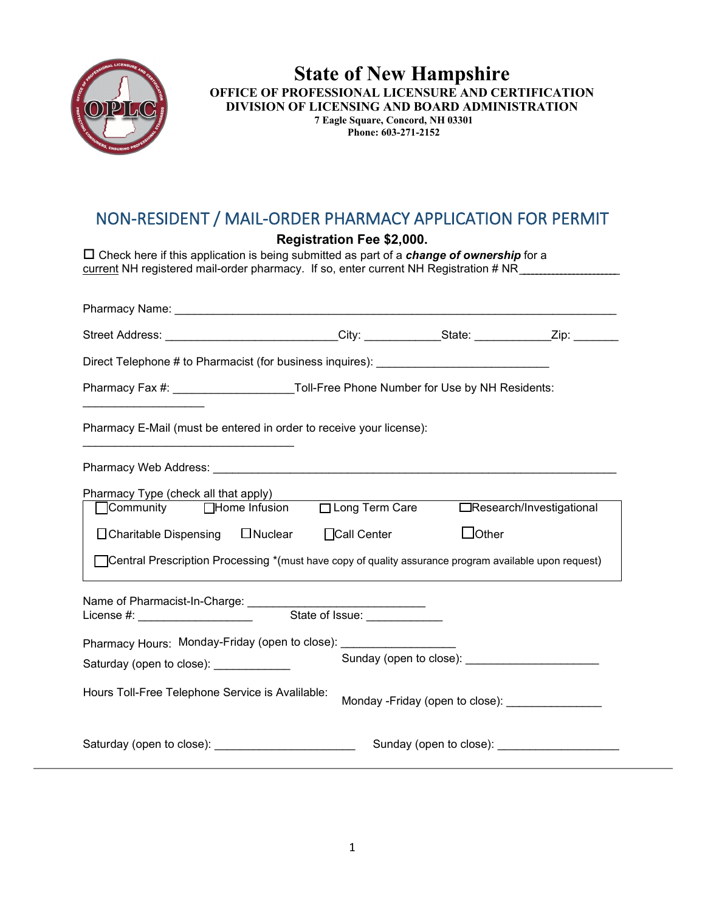# State of New Hampshire

**OFFICE OF PROFESSIONAL LICENSURE AND CERTIFICATION**
**DIVISION OF LICENSING AND BOARD ADMINISTRATION**
**7 Eagle Square, Concord, NH 03301**
**Phone: 603-271-2152**

## NON-RESIDENT / MAIL-ORDER PHARMACY APPLICATION FOR PERMIT

**Registration Fee $2,000.**

☐ Check here if this application is being submitted as part of a ***change of ownership*** for a current NH registered mail-order pharmacy. If so, enter current NH Registration # NR__________________

Pharmacy Name: ____________________________________________________________________

Street Address: ___________________________City: ____________State: ____________Zip: _______

Direct Telephone # to Pharmacist (for business inquires): ___________________________

Pharmacy Fax #: __________________Toll-Free Phone Number for Use by NH Residents: ___________________

Pharmacy E-Mail (must be entered in order to receive your license): _________________________________

Pharmacy Web Address: _______________________________________________________________

Pharmacy Type (check all that apply)

☐Community ☐Home Infusion ☐ Long Term Care ☐Research/Investigational

☐Charitable Dispensing ☐Nuclear ☐Call Center ☐Other

☐Central Prescription Processing *(must have copy of quality assurance program available upon request)

Name of Pharmacist-In-Charge: ___________________________
License #: __________________ State of Issue: ____________

Pharmacy Hours: Monday-Friday (open to close): _________________

Saturday (open to close): ____________ Sunday (open to close): _____________________

Hours Toll-Free Telephone Service is Availilable: Monday -Friday (open to close): _______________

Saturday (open to close): ______________________ Sunday (open to close): ___________________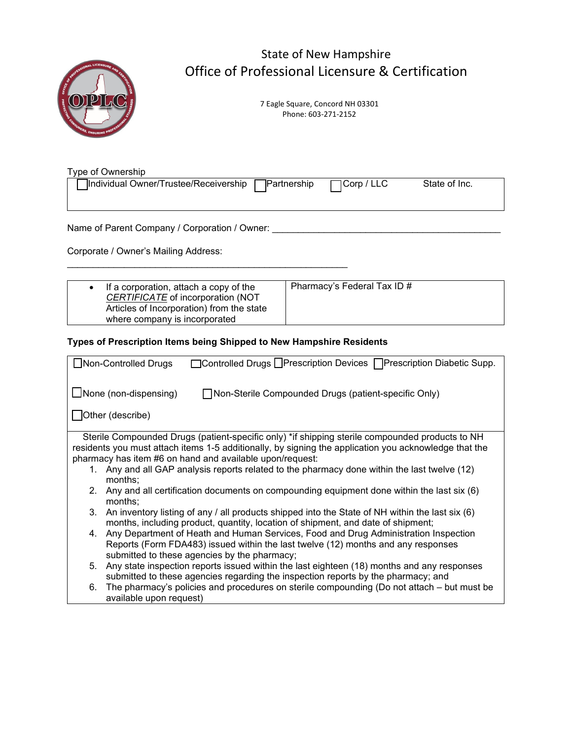# State of New Hampshire
## Office of Professional Licensure & Certification

7 Eagle Square, Concord NH 03301
Phone: 603-271-2152

Type of Ownership

| ☐ Individual Owner/Trustee/Receivership ☐ Partnership ☐ Corp / LLC | State of Inc. |
|---|---|
| | |

Name of Parent Company / Corporation / Owner: ___________________________________________

Corporate / Owner's Mailing Address: ______________________________________________________

| • If a corporation, attach a copy of the *CERTIFICATE* of incorporation (NOT Articles of Incorporation) from the state where company is incorporated | Pharmacy's Federal Tax ID # |
|---|---|

**Types of Prescription Items being Shipped to New Hampshire Residents**

☐ Non-Controlled Drugs ☐ Controlled Drugs ☐ Prescription Devices ☐ Prescription Diabetic Supp.

☐ None (non-dispensing) ☐ Non-Sterile Compounded Drugs (patient-specific Only)

☐ Other (describe)

Sterile Compounded Drugs (patient-specific only) *if shipping sterile compounded products to NH residents you must attach items 1-5 additionally, by signing the application you acknowledge that the pharmacy has item #6 on hand and available upon/request:

1. Any and all GAP analysis reports related to the pharmacy done within the last twelve (12) months;
2. Any and all certification documents on compounding equipment done within the last six (6) months;
3. An inventory listing of any / all products shipped into the State of NH within the last six (6) months, including product, quantity, location of shipment, and date of shipment;
4. Any Department of Heath and Human Services, Food and Drug Administration Inspection Reports (Form FDA483) issued within the last twelve (12) months and any responses submitted to these agencies by the pharmacy;
5. Any state inspection reports issued within the last eighteen (18) months and any responses submitted to these agencies regarding the inspection reports by the pharmacy; and
6. The pharmacy's policies and procedures on sterile compounding (Do not attach – but must be available upon request)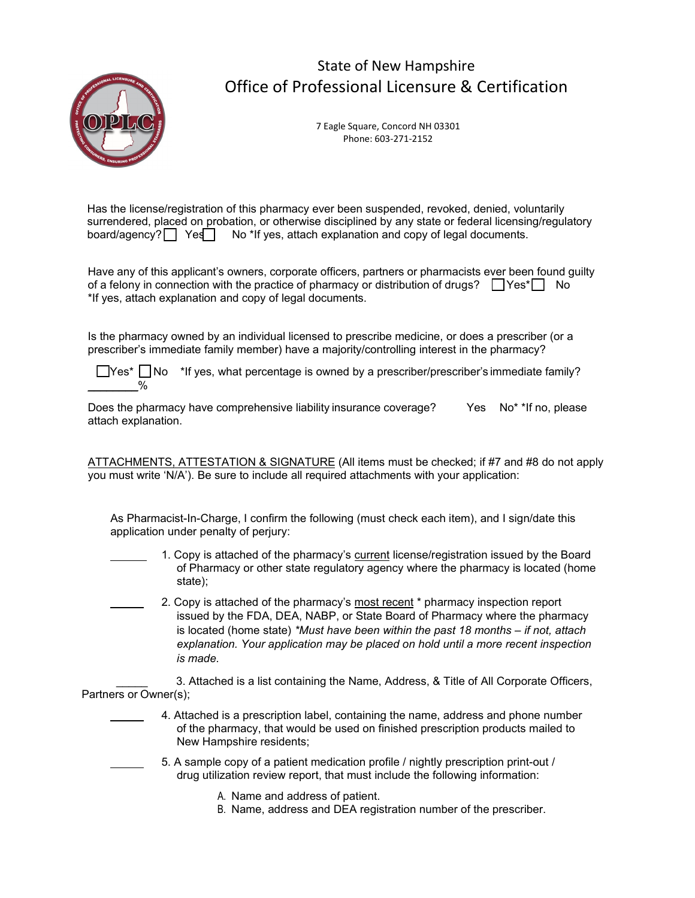State of New Hampshire

# Office of Professional Licensure & Certification

7 Eagle Square, Concord NH 03301
Phone: 603-271-2152

Has the license/registration of this pharmacy ever been suspended, revoked, denied, voluntarily surrendered, placed on probation, or otherwise disciplined by any state or federal licensing/regulatory board/agency? ☐ Yes ☐ No *If yes, attach explanation and copy of legal documents.

Have any of this applicant's owners, corporate officers, partners or pharmacists ever been found guilty of a felony in connection with the practice of pharmacy or distribution of drugs? ☐ Yes* ☐ No *If yes, attach explanation and copy of legal documents.

Is the pharmacy owned by an individual licensed to prescribe medicine, or does a prescriber (or a prescriber's immediate family member) have a majority/controlling interest in the pharmacy?

☐ Yes* ☐ No *If yes, what percentage is owned by a prescriber/prescriber's immediate family? ________%

Does the pharmacy have comprehensive liability insurance coverage? Yes No* *If no, please attach explanation.

ATTACHMENTS, ATTESTATION & SIGNATURE (All items must be checked; if #7 and #8 do not apply you must write 'N/A'). Be sure to include all required attachments with your application:

As Pharmacist-In-Charge, I confirm the following (must check each item), and I sign/date this application under penalty of perjury:

______ 1. Copy is attached of the pharmacy's current license/registration issued by the Board of Pharmacy or other state regulatory agency where the pharmacy is located (home state);

______ 2. Copy is attached of the pharmacy's most recent * pharmacy inspection report issued by the FDA, DEA, NABP, or State Board of Pharmacy where the pharmacy is located (home state) *\*Must have been within the past 18 months – if not, attach explanation. Your application may be placed on hold until a more recent inspection is made.*

______ 3. Attached is a list containing the Name, Address, & Title of All Corporate Officers, Partners or Owner(s);

______ 4. Attached is a prescription label, containing the name, address and phone number of the pharmacy, that would be used on finished prescription products mailed to New Hampshire residents;

______ 5. A sample copy of a patient medication profile / nightly prescription print-out / drug utilization review report, that must include the following information:

A. Name and address of patient.
B. Name, address and DEA registration number of the prescriber.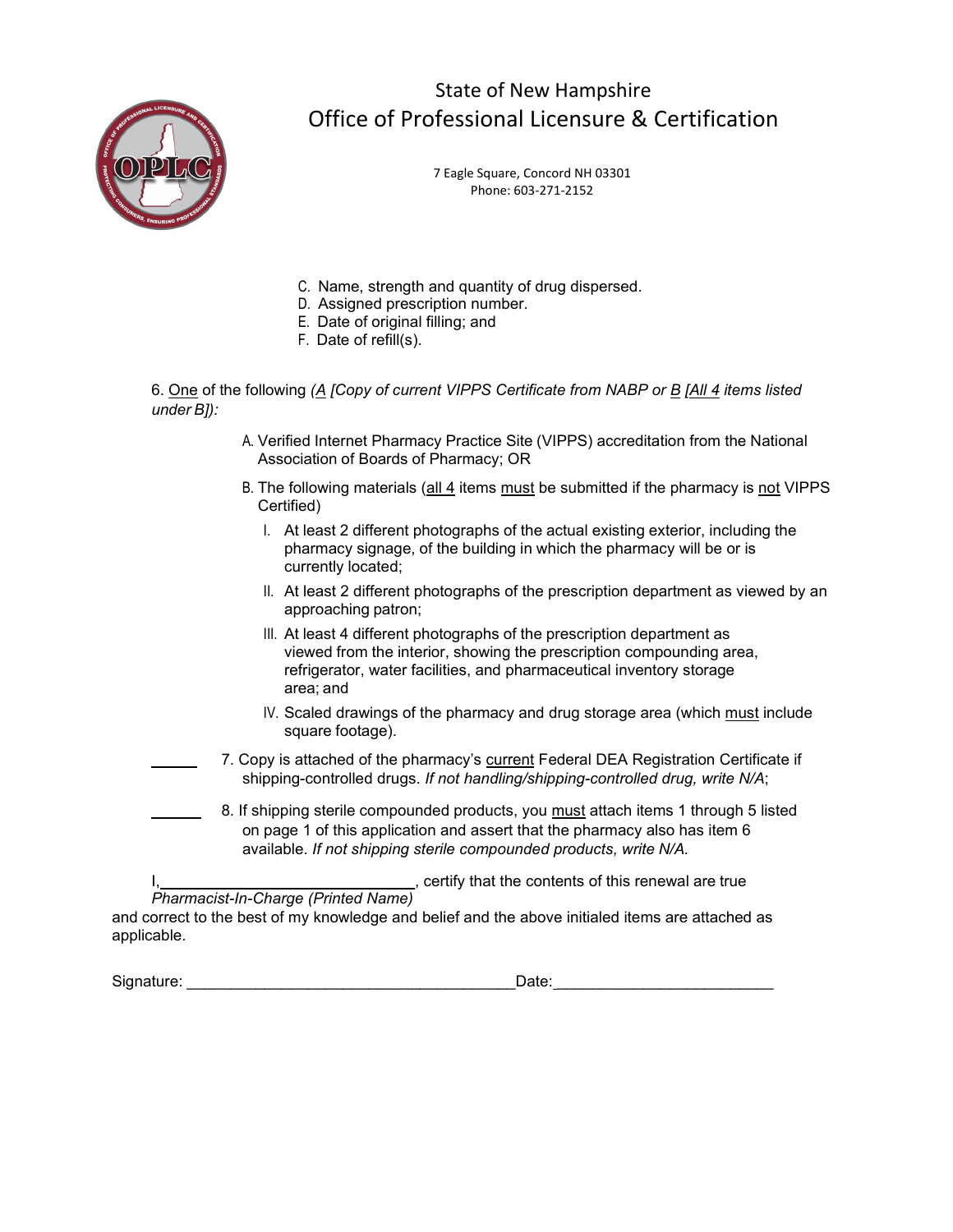# State of New Hampshire
## Office of Professional Licensure & Certification

7 Eagle Square, Concord NH 03301
Phone: 603-271-2152

C. Name, strength and quantity of drug dispersed.
D. Assigned prescription number.
E. Date of original filling; and
F. Date of refill(s).

6. One of the following *(A [Copy of current VIPPS Certificate from NABP or B [All 4 items listed under B]):*

A. Verified Internet Pharmacy Practice Site (VIPPS) accreditation from the National Association of Boards of Pharmacy; OR

B. The following materials (all 4 items must be submitted if the pharmacy is not VIPPS Certified)

I. At least 2 different photographs of the actual existing exterior, including the pharmacy signage, of the building in which the pharmacy will be or is currently located;

II. At least 2 different photographs of the prescription department as viewed by an approaching patron;

III. At least 4 different photographs of the prescription department as viewed from the interior, showing the prescription compounding area, refrigerator, water facilities, and pharmaceutical inventory storage area; and

IV. Scaled drawings of the pharmacy and drug storage area (which must include square footage).

_____ 7. Copy is attached of the pharmacy's current Federal DEA Registration Certificate if shipping-controlled drugs. *If not handling/shipping-controlled drug, write N/A*;

_____ 8. If shipping sterile compounded products, you must attach items 1 through 5 listed on page 1 of this application and assert that the pharmacy also has item 6 available. *If not shipping sterile compounded products, write N/A.*

I, ____________________________, certify that the contents of this renewal are true
*Pharmacist-In-Charge (Printed Name)*
and correct to the best of my knowledge and belief and the above initialed items are attached as applicable.

Signature: ____________________________________ Date: ________________________